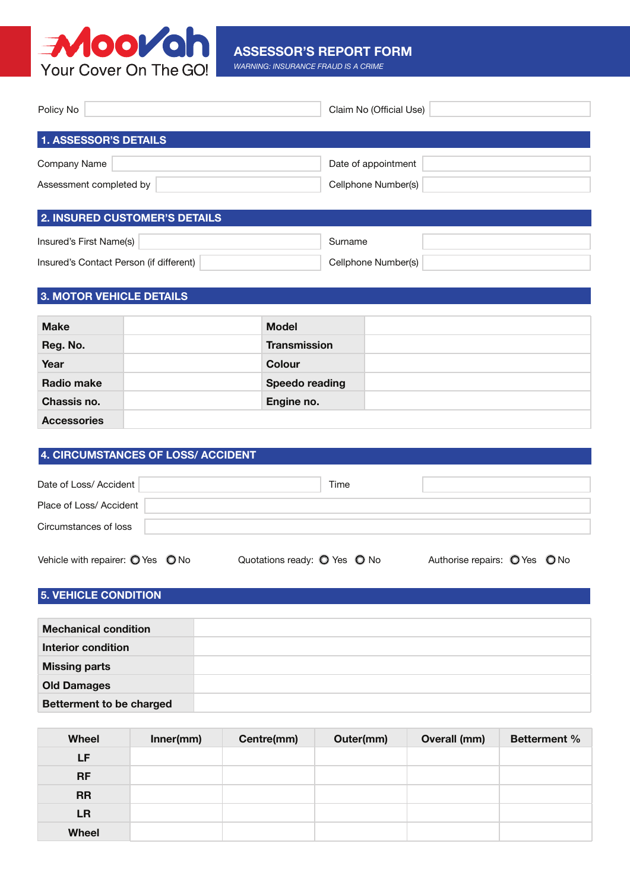MooVah

Your Cover On The GO!

# ASSESSOR'S REPORT FORM

*WARNING: INSURANCE FRAUD IS A CRIME*

| Policy No | | Claim No (Official Use) | |
|---|---|---|---|

## 1. ASSESSOR'S DETAILS

| Company Name | | Date of appointment | |
|---|---|---|---|
| Assessment completed by | | Cellphone Number(s) | |

## 2. INSURED CUSTOMER'S DETAILS

| Insured's First Name(s) | | Surname | |
|---|---|---|---|
| Insured's Contact Person (if different) | | Cellphone Number(s) | |

## 3. MOTOR VEHICLE DETAILS

| **Make** | | **Model** | |
|---|---|---|---|
| **Reg. No.** | | **Transmission** | |
| **Year** | | **Colour** | |
| **Radio make** | | **Speedo reading** | |
| **Chassis no.** | | **Engine no.** | |
| **Accessories** | | | |

## 4. CIRCUMSTANCES OF LOSS/ ACCIDENT

| Date of Loss/ Accident | | Time | |
|---|---|---|---|
| Place of Loss/ Accident | | | |
| Circumstances of loss | | | |

Vehicle with repairer: ○ Yes ○ No    Quotations ready: ○ Yes ○ No    Authorise repairs: ○ Yes ○ No

## 5. VEHICLE CONDITION

| **Mechanical condition** | |
|---|---|
| **Interior condition** | |
| **Missing parts** | |
| **Old Damages** | |
| **Betterment to be charged** | |

| Wheel | Inner(mm) | Centre(mm) | Outer(mm) | Overall (mm) | Betterment % |
|---|---|---|---|---|---|
| LF | | | | | |
| RF | | | | | |
| RR | | | | | |
| LR | | | | | |
| Wheel | | | | | |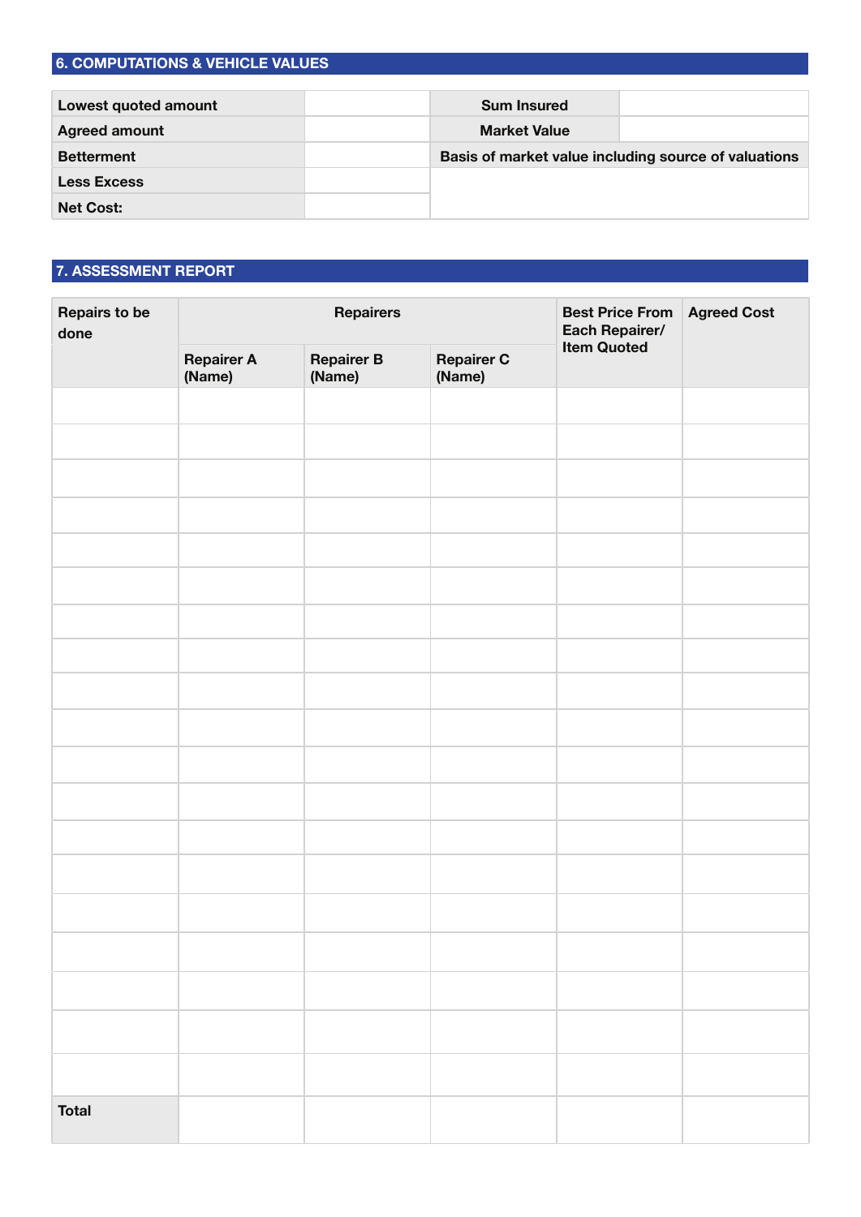## 6. COMPUTATIONS & VEHICLE VALUES

| Lowest quoted amount | | Sum Insured | |
|---|---|---|---|
| Agreed amount | | Market Value | |
| Betterment | | Basis of market value including source of valuations | |
| Less Excess | | | |
| Net Cost: | | | |

## 7. ASSESSMENT REPORT

| Repairs to be done | Repairers | | | Best Price From Each Repairer/ Item Quoted | Agreed Cost |
|---|---|---|---|---|---|
| | Repairer A (Name) | Repairer B (Name) | Repairer C (Name) | | |
| | | | | | |
| | | | | | |
| | | | | | |
| | | | | | |
| | | | | | |
| | | | | | |
| | | | | | |
| | | | | | |
| | | | | | |
| | | | | | |
| | | | | | |
| | | | | | |
| | | | | | |
| | | | | | |
| | | | | | |
| | | | | | |
| | | | | | |
| | | | | | |
| | | | | | |
| Total | | | | | |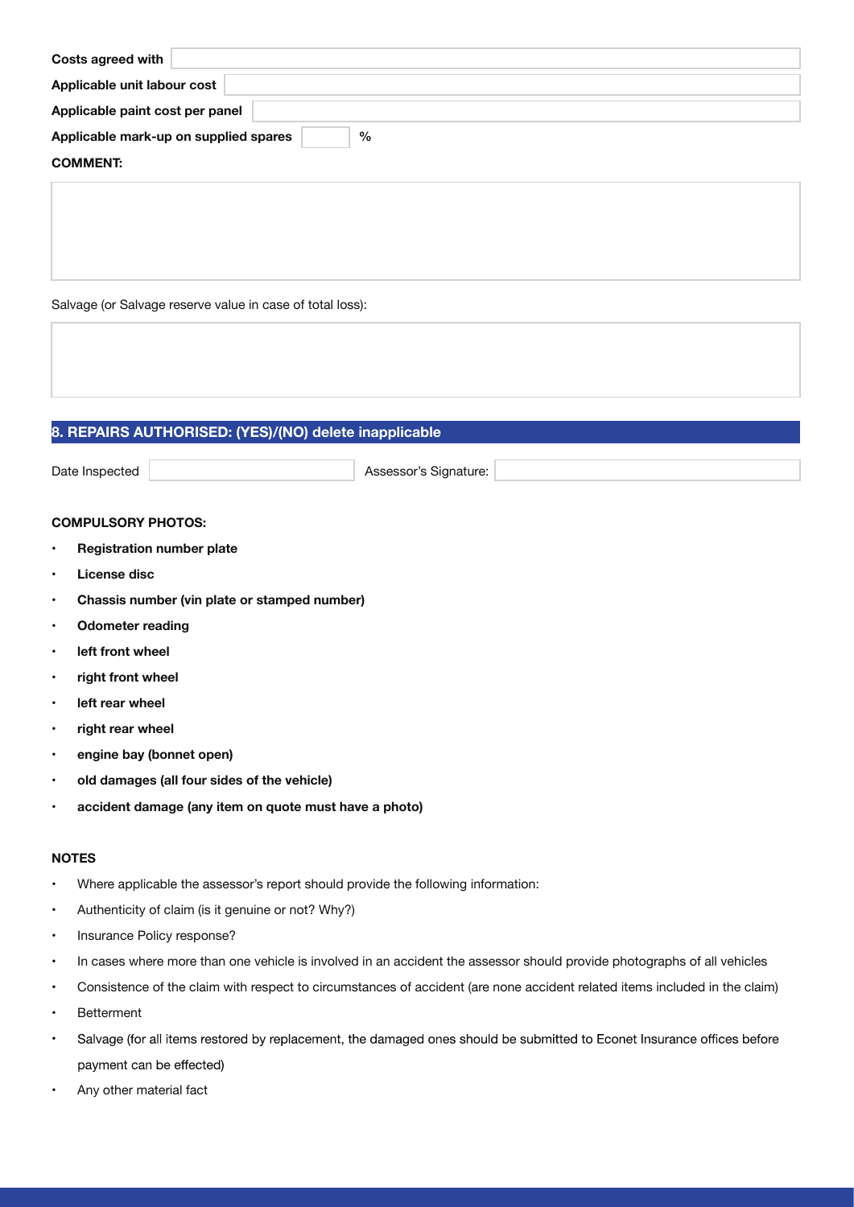**Costs agreed with**

**Applicable unit labour cost**

**Applicable paint cost per panel**

**Applicable mark-up on supplied spares** %

**COMMENT:**

Salvage (or Salvage reserve value in case of total loss):

## 8. REPAIRS AUTHORISED: (YES)/(NO) delete inapplicable

Date Inspected | Assessor's Signature:

**COMPULSORY PHOTOS:**

- **Registration number plate**
- **License disc**
- **Chassis number (vin plate or stamped number)**
- **Odometer reading**
- **left front wheel**
- **right front wheel**
- **left rear wheel**
- **right rear wheel**
- **engine bay (bonnet open)**
- **old damages (all four sides of the vehicle)**
- **accident damage (any item on quote must have a photo)**

**NOTES**

- Where applicable the assessor's report should provide the following information:
- Authenticity of claim (is it genuine or not? Why?)
- Insurance Policy response?
- In cases where more than one vehicle is involved in an accident the assessor should provide photographs of all vehicles
- Consistence of the claim with respect to circumstances of accident (are none accident related items included in the claim)
- Betterment
- Salvage (for all items restored by replacement, the damaged ones should be submitted to Econet Insurance offices before payment can be effected)
- Any other material fact